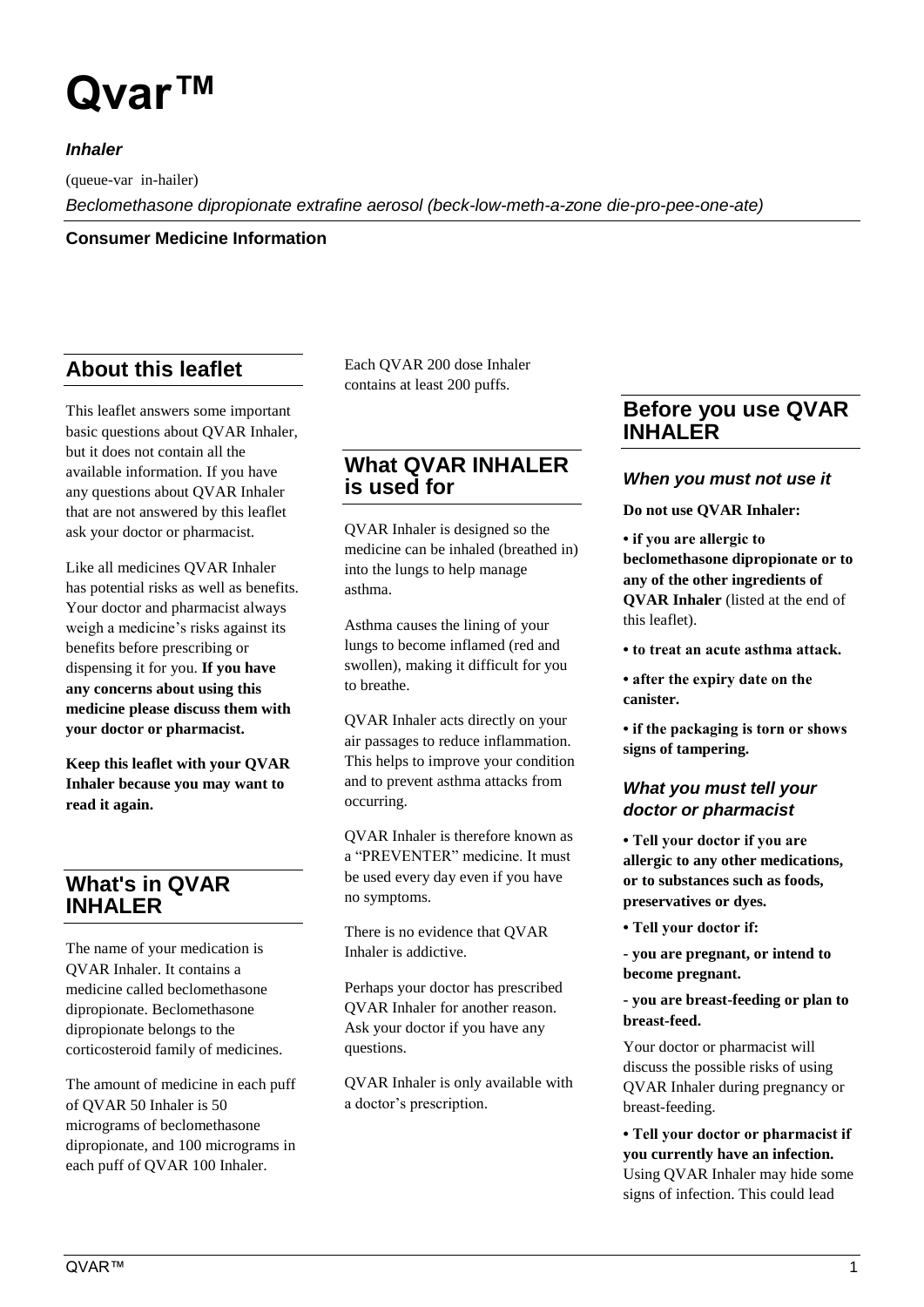# Qvar™

***Inhaler***

(queue-var in-hailer)

*Beclomethasone dipropionate extrafine aerosol (beck-low-meth-a-zone die-pro-pee-one-ate)*

**Consumer Medicine Information**

## About this leaflet

This leaflet answers some important basic questions about QVAR Inhaler, but it does not contain all the available information. If you have any questions about QVAR Inhaler that are not answered by this leaflet ask your doctor or pharmacist.

Like all medicines QVAR Inhaler has potential risks as well as benefits. Your doctor and pharmacist always weigh a medicine's risks against its benefits before prescribing or dispensing it for you. **If you have any concerns about using this medicine please discuss them with your doctor or pharmacist.**

**Keep this leaflet with your QVAR Inhaler because you may want to read it again.**

## What's in QVAR INHALER

The name of your medication is QVAR Inhaler. It contains a medicine called beclomethasone dipropionate. Beclomethasone dipropionate belongs to the corticosteroid family of medicines.

The amount of medicine in each puff of QVAR 50 Inhaler is 50 micrograms of beclomethasone dipropionate, and 100 micrograms in each puff of QVAR 100 Inhaler.

Each QVAR 200 dose Inhaler contains at least 200 puffs.

## What QVAR INHALER is used for

QVAR Inhaler is designed so the medicine can be inhaled (breathed in) into the lungs to help manage asthma.

Asthma causes the lining of your lungs to become inflamed (red and swollen), making it difficult for you to breathe.

QVAR Inhaler acts directly on your air passages to reduce inflammation. This helps to improve your condition and to prevent asthma attacks from occurring.

QVAR Inhaler is therefore known as a "PREVENTER" medicine. It must be used every day even if you have no symptoms.

There is no evidence that QVAR Inhaler is addictive.

Perhaps your doctor has prescribed QVAR Inhaler for another reason. Ask your doctor if you have any questions.

QVAR Inhaler is only available with a doctor's prescription.

## Before you use QVAR INHALER

### *When you must not use it*

**Do not use QVAR Inhaler:**

- **if you are allergic to beclomethasone dipropionate or to any of the other ingredients of QVAR Inhaler** (listed at the end of this leaflet).
- **to treat an acute asthma attack.**
- **after the expiry date on the canister.**
- **if the packaging is torn or shows signs of tampering.**

### *What you must tell your doctor or pharmacist*

- **Tell your doctor if you are allergic to any other medications, or to substances such as foods, preservatives or dyes.**
- **Tell your doctor if:**

**- you are pregnant, or intend to become pregnant.**

**- you are breast-feeding or plan to breast-feed.**

Your doctor or pharmacist will discuss the possible risks of using QVAR Inhaler during pregnancy or breast-feeding.

- **Tell your doctor or pharmacist if you currently have an infection.** Using QVAR Inhaler may hide some signs of infection. This could lead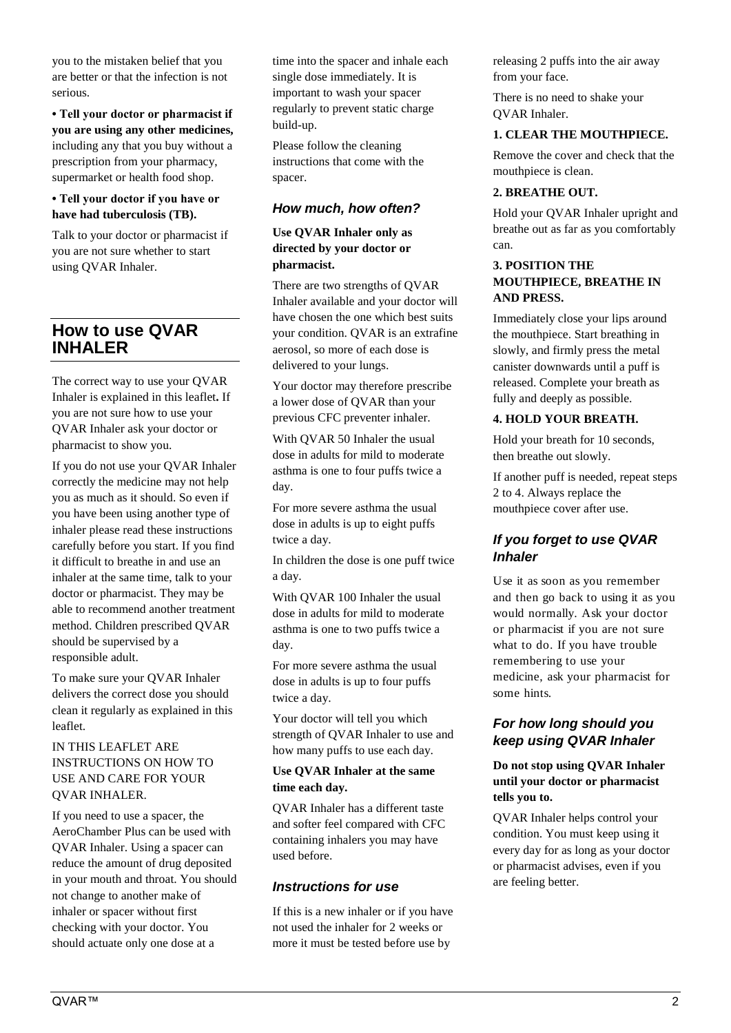you to the mistaken belief that you are better or that the infection is not serious.

**• Tell your doctor or pharmacist if you are using any other medicines,** including any that you buy without a prescription from your pharmacy, supermarket or health food shop.

**• Tell your doctor if you have or have had tuberculosis (TB).**

Talk to your doctor or pharmacist if you are not sure whether to start using QVAR Inhaler.

## How to use QVAR INHALER

The correct way to use your QVAR Inhaler is explained in this leaflet**.** If you are not sure how to use your QVAR Inhaler ask your doctor or pharmacist to show you.

If you do not use your QVAR Inhaler correctly the medicine may not help you as much as it should. So even if you have been using another type of inhaler please read these instructions carefully before you start. If you find it difficult to breathe in and use an inhaler at the same time, talk to your doctor or pharmacist. They may be able to recommend another treatment method. Children prescribed QVAR should be supervised by a responsible adult.

To make sure your QVAR Inhaler delivers the correct dose you should clean it regularly as explained in this leaflet.

IN THIS LEAFLET ARE INSTRUCTIONS ON HOW TO USE AND CARE FOR YOUR QVAR INHALER.

If you need to use a spacer, the AeroChamber Plus can be used with QVAR Inhaler. Using a spacer can reduce the amount of drug deposited in your mouth and throat. You should not change to another make of inhaler or spacer without first checking with your doctor. You should actuate only one dose at a time into the spacer and inhale each single dose immediately. It is important to wash your spacer regularly to prevent static charge build-up.

Please follow the cleaning instructions that come with the spacer.

### *How much, how often?*

**Use QVAR Inhaler only as directed by your doctor or pharmacist.**

There are two strengths of QVAR Inhaler available and your doctor will have chosen the one which best suits your condition. QVAR is an extrafine aerosol, so more of each dose is delivered to your lungs.

Your doctor may therefore prescribe a lower dose of QVAR than your previous CFC preventer inhaler.

With QVAR 50 Inhaler the usual dose in adults for mild to moderate asthma is one to four puffs twice a day.

For more severe asthma the usual dose in adults is up to eight puffs twice a day.

In children the dose is one puff twice a day.

With QVAR 100 Inhaler the usual dose in adults for mild to moderate asthma is one to two puffs twice a day.

For more severe asthma the usual dose in adults is up to four puffs twice a day.

Your doctor will tell you which strength of QVAR Inhaler to use and how many puffs to use each day.

**Use QVAR Inhaler at the same time each day.**

QVAR Inhaler has a different taste and softer feel compared with CFC containing inhalers you may have used before.

### *Instructions for use*

If this is a new inhaler or if you have not used the inhaler for 2 weeks or more it must be tested before use by releasing 2 puffs into the air away from your face.

There is no need to shake your QVAR Inhaler.

**1. CLEAR THE MOUTHPIECE.**

Remove the cover and check that the mouthpiece is clean.

**2. BREATHE OUT.**

Hold your QVAR Inhaler upright and breathe out as far as you comfortably can.

**3. POSITION THE MOUTHPIECE, BREATHE IN AND PRESS.**

Immediately close your lips around the mouthpiece. Start breathing in slowly, and firmly press the metal canister downwards until a puff is released. Complete your breath as fully and deeply as possible.

**4. HOLD YOUR BREATH.**

Hold your breath for 10 seconds, then breathe out slowly.

If another puff is needed, repeat steps 2 to 4. Always replace the mouthpiece cover after use.

### *If you forget to use QVAR Inhaler*

Use it as soon as you remember and then go back to using it as you would normally. Ask your doctor or pharmacist if you are not sure what to do. If you have trouble remembering to use your medicine, ask your pharmacist for some hints.

### *For how long should you keep using QVAR Inhaler*

**Do not stop using QVAR Inhaler until your doctor or pharmacist tells you to.**

QVAR Inhaler helps control your condition. You must keep using it every day for as long as your doctor or pharmacist advises, even if you are feeling better.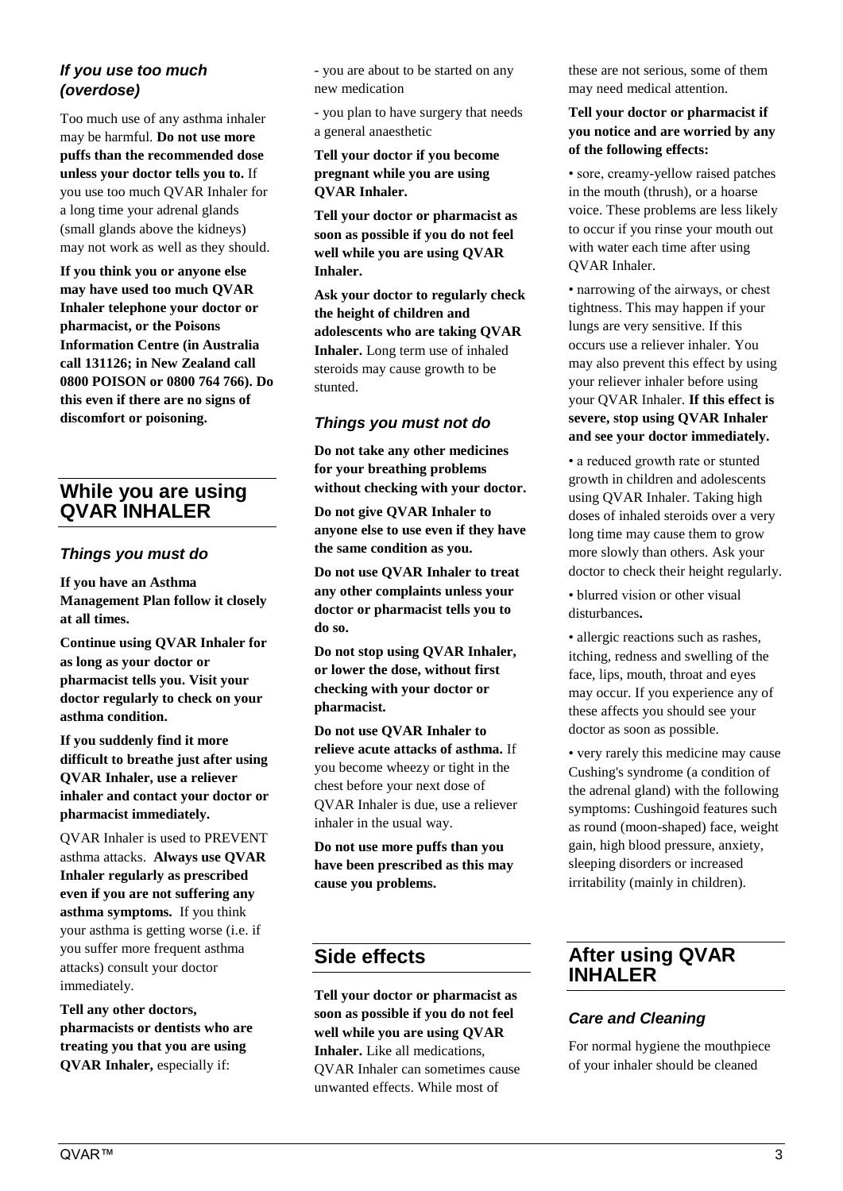### *If you use too much (overdose)*

Too much use of any asthma inhaler may be harmful. **Do not use more puffs than the recommended dose unless your doctor tells you to.** If you use too much QVAR Inhaler for a long time your adrenal glands (small glands above the kidneys) may not work as well as they should.

**If you think you or anyone else may have used too much QVAR Inhaler telephone your doctor or pharmacist, or the Poisons Information Centre (in Australia call 131126; in New Zealand call 0800 POISON or 0800 764 766). Do this even if there are no signs of discomfort or poisoning.**

## While you are using QVAR INHALER

### *Things you must do*

**If you have an Asthma Management Plan follow it closely at all times.**

**Continue using QVAR Inhaler for as long as your doctor or pharmacist tells you. Visit your doctor regularly to check on your asthma condition.**

**If you suddenly find it more difficult to breathe just after using QVAR Inhaler, use a reliever inhaler and contact your doctor or pharmacist immediately.**

QVAR Inhaler is used to PREVENT asthma attacks. **Always use QVAR Inhaler regularly as prescribed even if you are not suffering any asthma symptoms.** If you think your asthma is getting worse (i.e. if you suffer more frequent asthma attacks) consult your doctor immediately.

**Tell any other doctors, pharmacists or dentists who are treating you that you are using QVAR Inhaler,** especially if:

- you are about to be started on any new medication

- you plan to have surgery that needs a general anaesthetic

**Tell your doctor if you become pregnant while you are using QVAR Inhaler.**

**Tell your doctor or pharmacist as soon as possible if you do not feel well while you are using QVAR Inhaler.**

**Ask your doctor to regularly check the height of children and adolescents who are taking QVAR Inhaler.** Long term use of inhaled steroids may cause growth to be stunted.

### *Things you must not do*

**Do not take any other medicines for your breathing problems without checking with your doctor.**

**Do not give QVAR Inhaler to anyone else to use even if they have the same condition as you.**

**Do not use QVAR Inhaler to treat any other complaints unless your doctor or pharmacist tells you to do so.**

**Do not stop using QVAR Inhaler, or lower the dose, without first checking with your doctor or pharmacist.**

**Do not use QVAR Inhaler to relieve acute attacks of asthma.** If you become wheezy or tight in the chest before your next dose of QVAR Inhaler is due, use a reliever inhaler in the usual way.

**Do not use more puffs than you have been prescribed as this may cause you problems.**

## Side effects

**Tell your doctor or pharmacist as soon as possible if you do not feel well while you are using QVAR Inhaler.** Like all medications, QVAR Inhaler can sometimes cause unwanted effects. While most of these are not serious, some of them may need medical attention.

**Tell your doctor or pharmacist if you notice and are worried by any of the following effects:**

• sore, creamy-yellow raised patches in the mouth (thrush), or a hoarse voice. These problems are less likely to occur if you rinse your mouth out with water each time after using QVAR Inhaler.

• narrowing of the airways, or chest tightness. This may happen if your lungs are very sensitive. If this occurs use a reliever inhaler. You may also prevent this effect by using your reliever inhaler before using your QVAR Inhaler. **If this effect is severe, stop using QVAR Inhaler and see your doctor immediately.**

• a reduced growth rate or stunted growth in children and adolescents using QVAR Inhaler. Taking high doses of inhaled steroids over a very long time may cause them to grow more slowly than others. Ask your doctor to check their height regularly.

• blurred vision or other visual disturbances**.**

• allergic reactions such as rashes, itching, redness and swelling of the face, lips, mouth, throat and eyes may occur. If you experience any of these affects you should see your doctor as soon as possible.

• very rarely this medicine may cause Cushing's syndrome (a condition of the adrenal gland) with the following symptoms: Cushingoid features such as round (moon-shaped) face, weight gain, high blood pressure, anxiety, sleeping disorders or increased irritability (mainly in children).

## After using QVAR INHALER

### *Care and Cleaning*

For normal hygiene the mouthpiece of your inhaler should be cleaned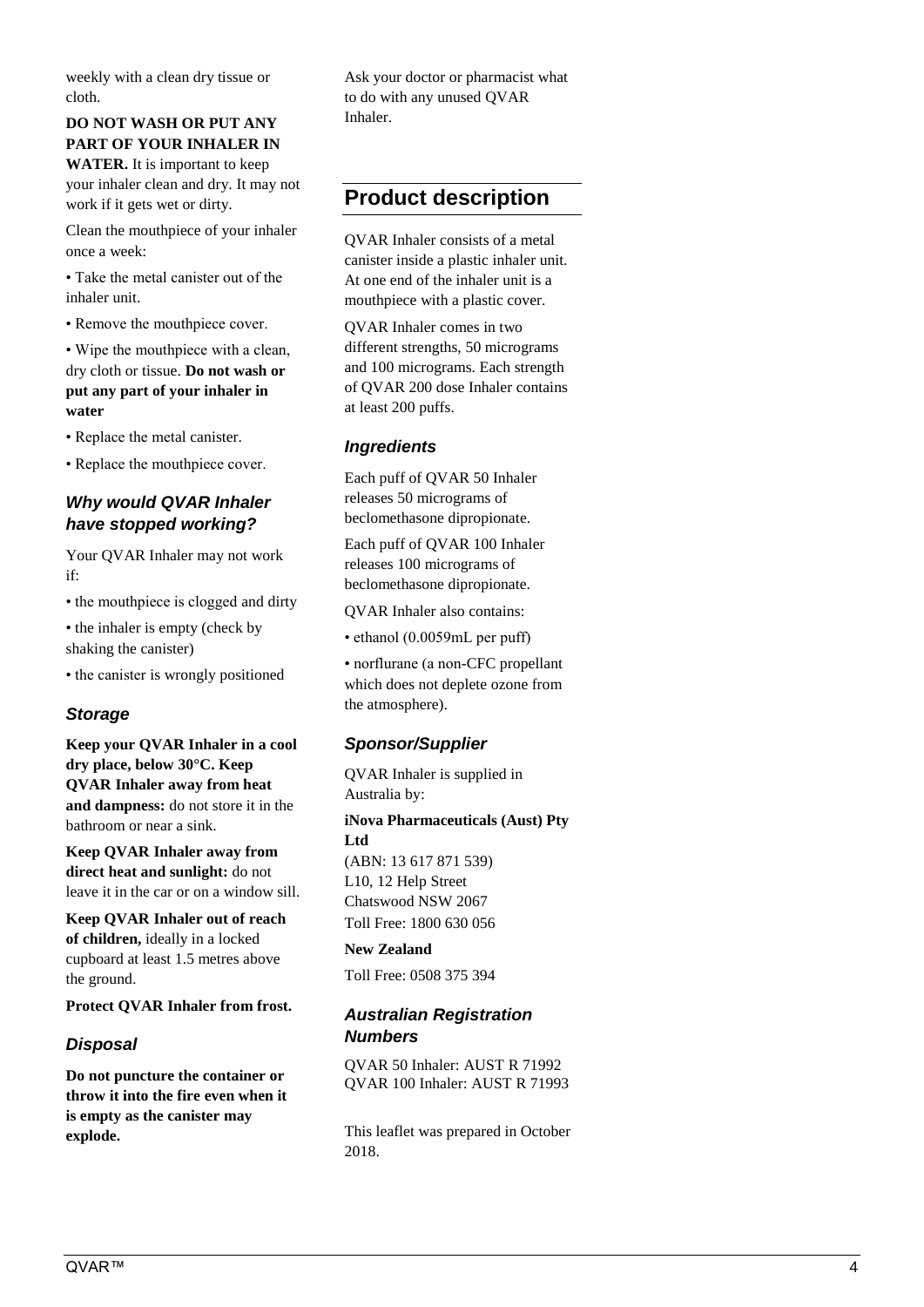weekly with a clean dry tissue or cloth.

**DO NOT WASH OR PUT ANY PART OF YOUR INHALER IN WATER.** It is important to keep your inhaler clean and dry. It may not work if it gets wet or dirty.

Clean the mouthpiece of your inhaler once a week:

- Take the metal canister out of the inhaler unit.
- Remove the mouthpiece cover.
- Wipe the mouthpiece with a clean, dry cloth or tissue. **Do not wash or put any part of your inhaler in water**
- Replace the metal canister.
- Replace the mouthpiece cover.

### *Why would QVAR Inhaler have stopped working?*

Your QVAR Inhaler may not work if:

- the mouthpiece is clogged and dirty
- the inhaler is empty (check by shaking the canister)
- the canister is wrongly positioned

### *Storage*

**Keep your QVAR Inhaler in a cool dry place, below 30°C. Keep QVAR Inhaler away from heat and dampness:** do not store it in the bathroom or near a sink.

**Keep QVAR Inhaler away from direct heat and sunlight:** do not leave it in the car or on a window sill.

**Keep QVAR Inhaler out of reach of children,** ideally in a locked cupboard at least 1.5 metres above the ground.

**Protect QVAR Inhaler from frost.**

### *Disposal*

**Do not puncture the container or throw it into the fire even when it is empty as the canister may explode.**

Ask your doctor or pharmacist what to do with any unused QVAR Inhaler.

## Product description

QVAR Inhaler consists of a metal canister inside a plastic inhaler unit. At one end of the inhaler unit is a mouthpiece with a plastic cover.

QVAR Inhaler comes in two different strengths, 50 micrograms and 100 micrograms. Each strength of QVAR 200 dose Inhaler contains at least 200 puffs.

### *Ingredients*

Each puff of QVAR 50 Inhaler releases 50 micrograms of beclomethasone dipropionate.

Each puff of QVAR 100 Inhaler releases 100 micrograms of beclomethasone dipropionate.

QVAR Inhaler also contains:

- ethanol (0.0059mL per puff)
- norflurane (a non-CFC propellant which does not deplete ozone from the atmosphere).

### *Sponsor/Supplier*

QVAR Inhaler is supplied in Australia by:

**iNova Pharmaceuticals (Aust) Pty Ltd**  
(ABN: 13 617 871 539)  
L10, 12 Help Street  
Chatswood NSW 2067  
Toll Free: 1800 630 056

**New Zealand**

Toll Free: 0508 375 394

### *Australian Registration Numbers*

QVAR 50 Inhaler: AUST R 71992  
QVAR 100 Inhaler: AUST R 71993

This leaflet was prepared in October 2018.